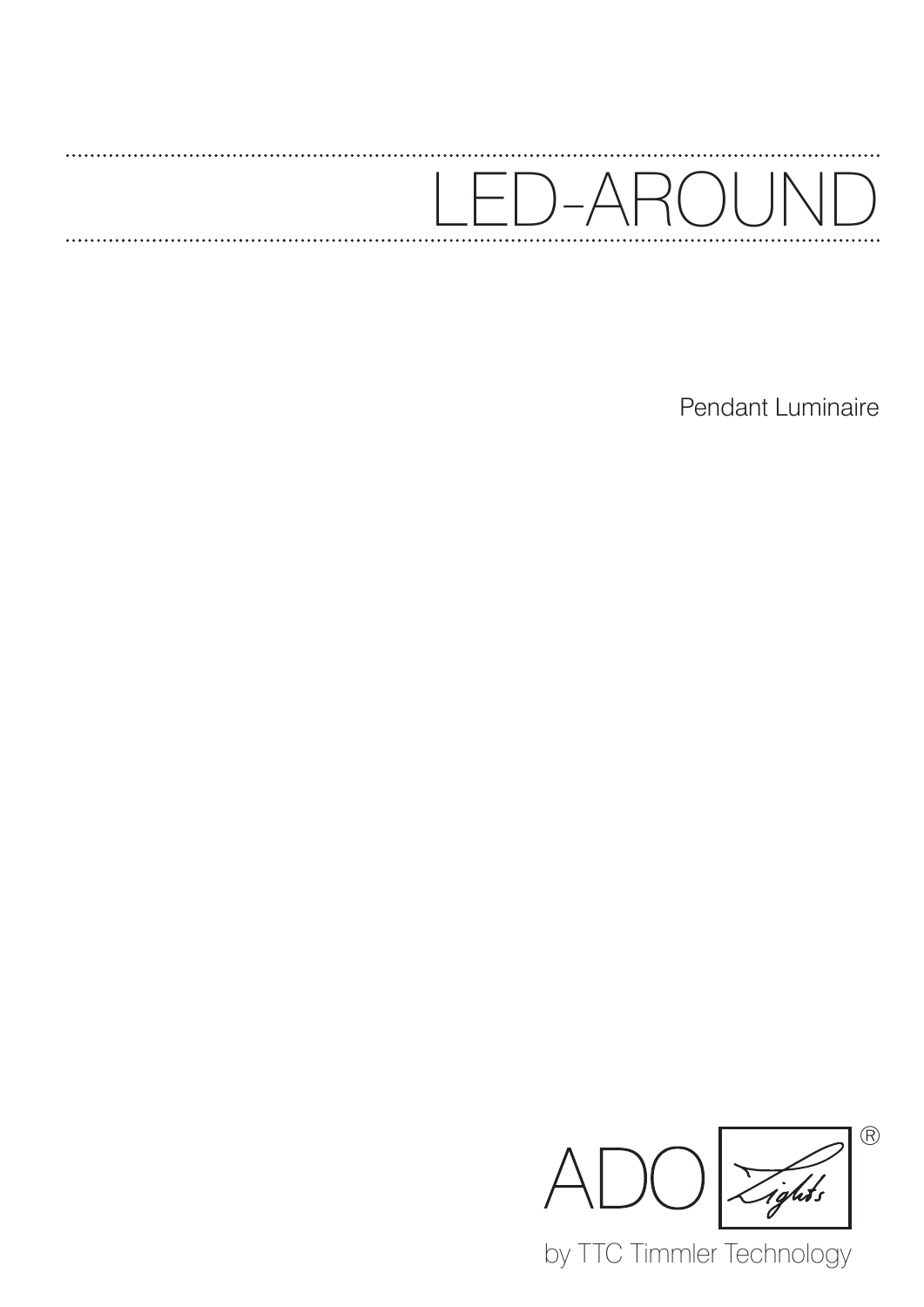# LED-AROUND

Pendant Luminaire

ADO Lights®

by TTC Timmler Technology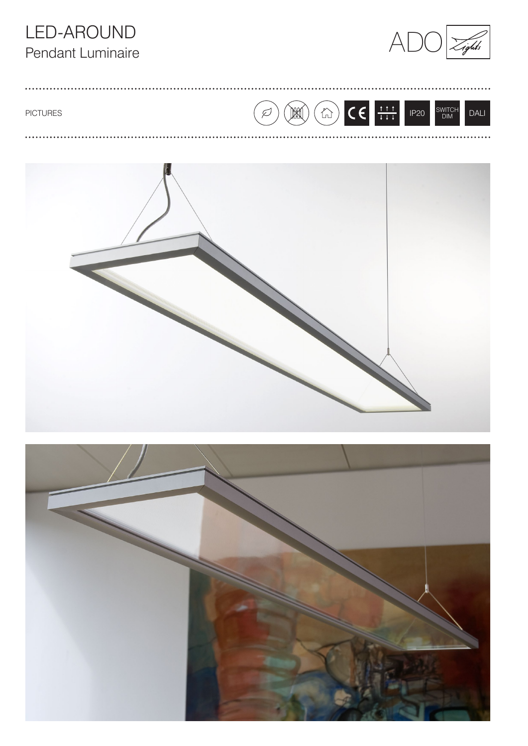# LED-AROUND
## Pendant Luminaire

PICTURES

IP20 SWITCH DIM DALI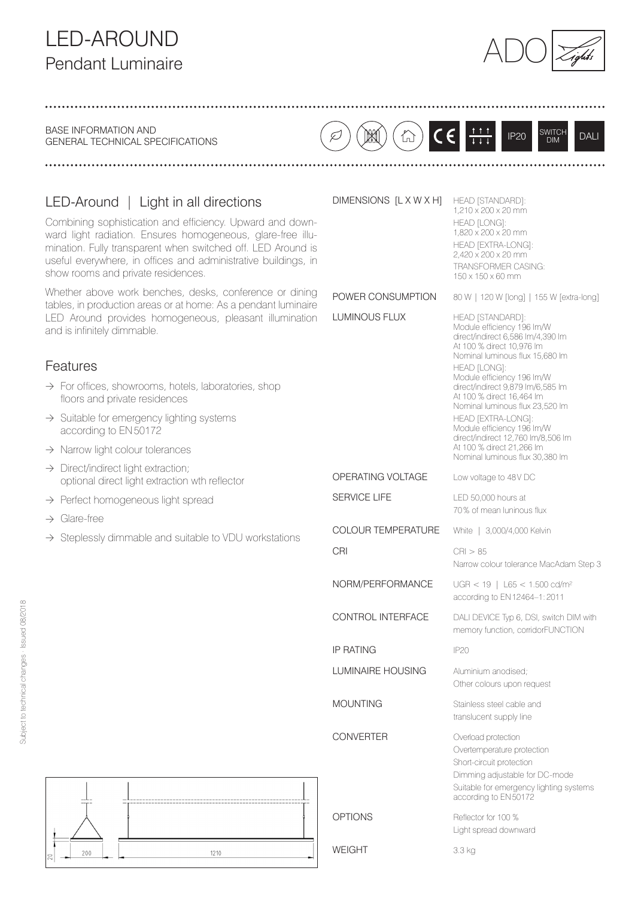# LED-AROUND

## Pendant Luminaire

ADO Lights

BASE INFORMATION AND
GENERAL TECHNICAL SPECIFICATIONS

IP20 | SWITCH DIM | DALI

## LED-Around | Light in all directions

Combining sophistication and efficiency. Upward and downward light radiation. Ensures homogeneous, glare-free illumination. Fully transparent when switched off. LED Around is useful everywhere, in offices and administrative buildings, in show rooms and private residences.

Whether above work benches, desks, conference or dining tables, in production areas or at home: As a pendant luminaire LED Around provides homogeneous, pleasant illumination and is infinitely dimmable.

## Features

- → For offices, showrooms, hotels, laboratories, shop floors and private residences
- → Suitable for emergency lighting systems according to EN 50172
- → Narrow light colour tolerances
- → Direct/indirect light extraction; optional direct light extraction wth reflector
- → Perfect homogeneous light spread
- → Glare-free
- → Steplessly dimmable and suitable to VDU workstations

| | |
|---|---|
| DIMENSIONS [L X W X H] | HEAD [STANDARD]: 1,210 x 200 x 20 mm<br>HEAD [LONG]: 1,820 x 200 x 20 mm<br>HEAD [EXTRA-LONG]: 2,420 x 200 x 20 mm<br>TRANSFORMER CASING: 150 x 150 x 60 mm |
| POWER CONSUMPTION | 80 W \| 120 W [long] \| 155 W [extra-long] |
| LUMINOUS FLUX | HEAD [STANDARD]: Module efficiency 196 lm/W direct/indirect 6,586 lm/4,390 lm At 100 % direct 10,976 lm Nominal luminous flux 15,680 lm<br>HEAD [LONG]: Module efficiency 196 lm/W direct/indirect 9,879 lm/6,585 lm At 100 % direct 16,464 lm Nominal luminous flux 23,520 lm<br>HEAD [EXTRA-LONG]: Module efficiency 196 lm/W direct/indirect 12,760 lm/8,506 lm At 100 % direct 21,266 lm Nominal luminous flux 30,380 lm |
| OPERATING VOLTAGE | Low voltage to 48 V DC |
| SERVICE LIFE | LED 50,000 hours at 70 % of mean luninous flux |
| COLOUR TEMPERATURE | White \| 3,000/4,000 Kelvin |
| CRI | CRI > 85<br>Narrow colour tolerance MacAdam Step 3 |
| NORM/PERFORMANCE | UGR < 19 \| L65 < 1.500 cd/m² according to EN 12464-1: 2011 |
| CONTROL INTERFACE | DALI DEVICE Typ 6, DSI, switch DIM with memory function, corridorFUNCTION |
| IP RATING | IP20 |
| LUMINAIRE HOUSING | Aluminium anodised; Other colours upon request |
| MOUNTING | Stainless steel cable and translucent supply line |
| CONVERTER | Overload protection<br>Overtemperature protection<br>Short-circuit protection<br>Dimming adjustable for DC-mode<br>Suitable for emergency lighting systems according to EN 50172 |
| OPTIONS | Reflector for 100 % Light spread downward |
| WEIGHT | 3.3 kg |

20 | 200 | 1210

Subject to technical changes · Issued 08/2018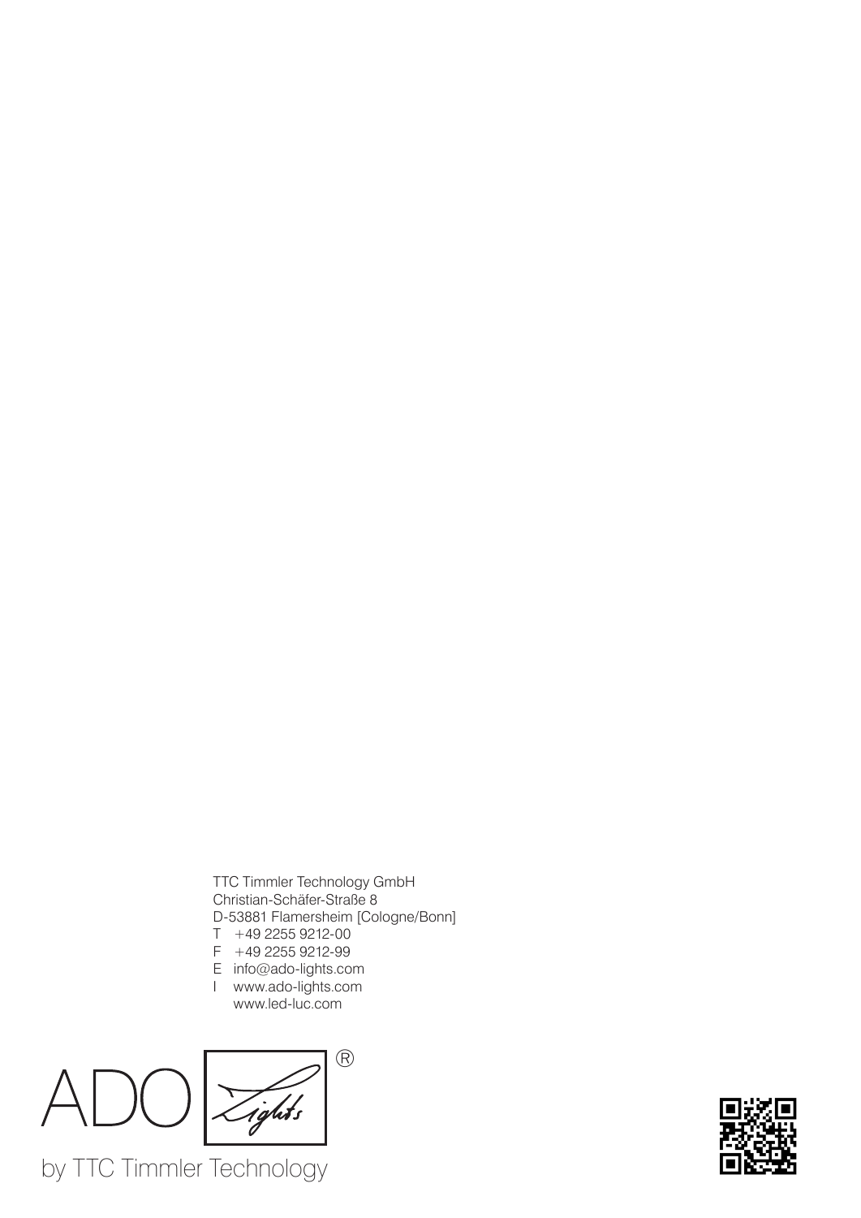TTC Timmler Technology GmbH
Christian-Schäfer-Straße 8
D-53881 Flamersheim [Cologne/Bonn]
T +49 2255 9212-00
F +49 2255 9212-99
E info@ado-lights.com
I www.ado-lights.com
www.led-luc.com

ADO Lights ®

by TTC Timmler Technology